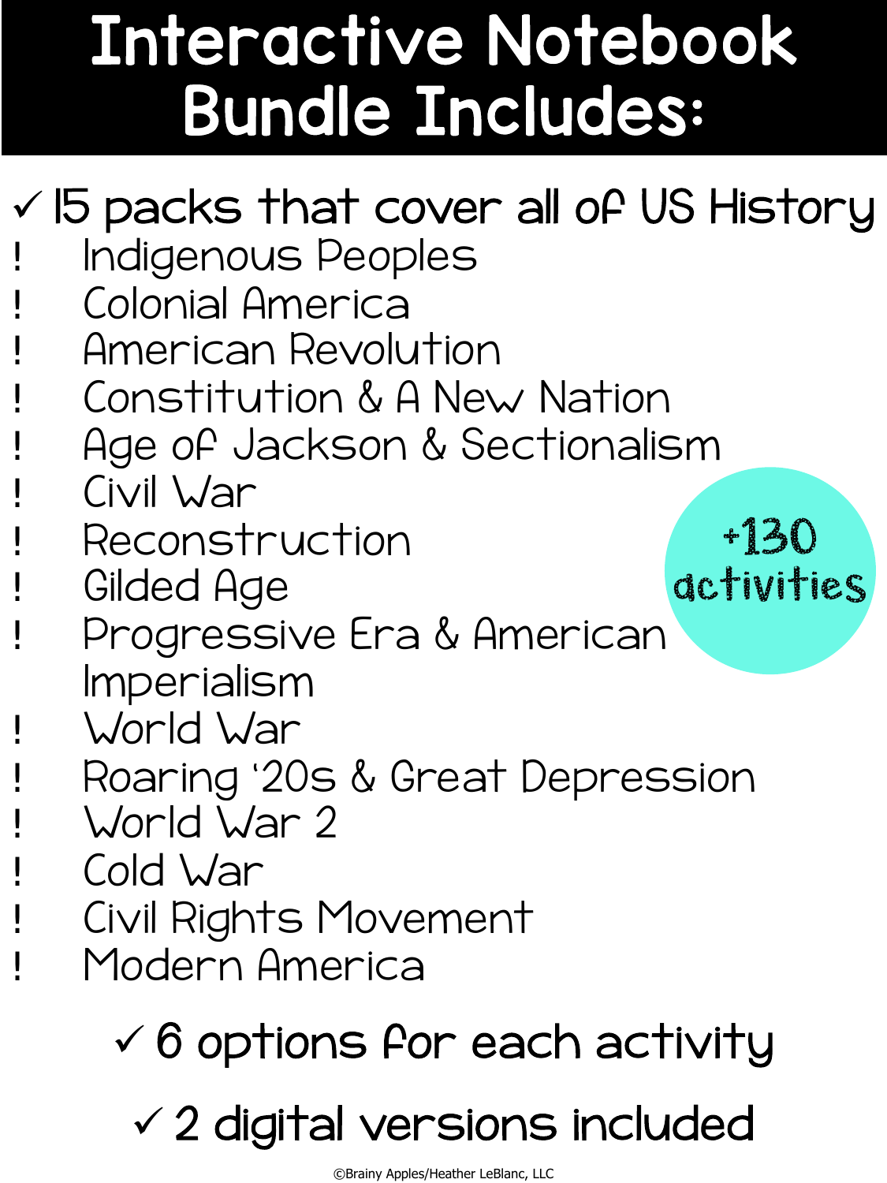# Interactive Notebook Bundle Includes:

✓ 15 packs that cover all of US History

- Indigenous Peoples
- Colonial America
- American Revolution
- Constitution & A New Nation
- Age of Jackson & Sectionalism
- Civil War
- Reconstruction
- Gilded Age
- Progressive Era & American Imperialism
- World War
- Roaring '20s & Great Depression
- World War 2
- Cold War
- Civil Rights Movement
- Modern America

+130 activities

✓ 6 options for each activity

✓ 2 digital versions included

©Brainy Apples/Heather LeBlanc, LLC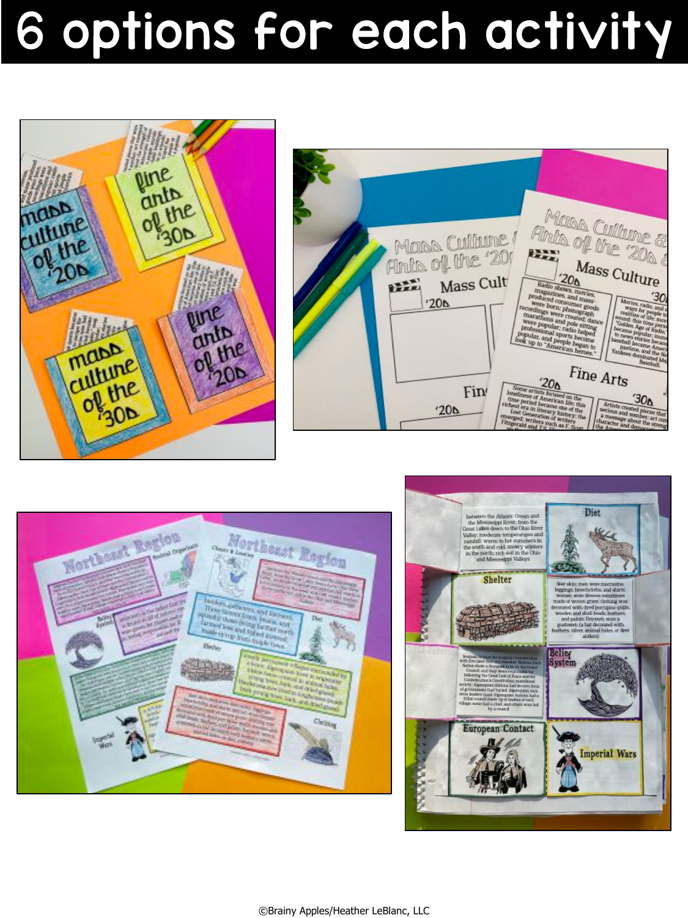# 6 options for each activity

©Brainy Apples/Heather LeBlanc, LLC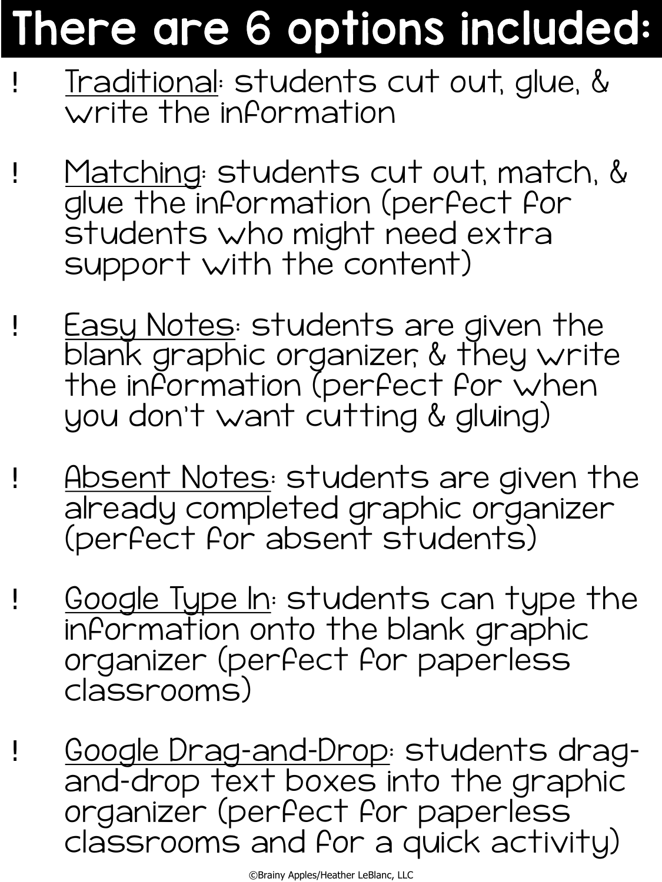# There are 6 options included:

- Traditional: students cut out, glue, & write the information
- Matching: students cut out, match, & glue the information (perfect for students who might need extra support with the content)
- Easy Notes: students are given the blank graphic organizer, & they write the information (perfect for when you don't want cutting & gluing)
- Absent Notes: students are given the already completed graphic organizer (perfect for absent students)
- Google Type In: students can type the information onto the blank graphic organizer (perfect for paperless classrooms)
- Google Drag-and-Drop: students drag-and-drop text boxes into the graphic organizer (perfect for paperless classrooms and for a quick activity)

©Brainy Apples/Heather LeBlanc, LLC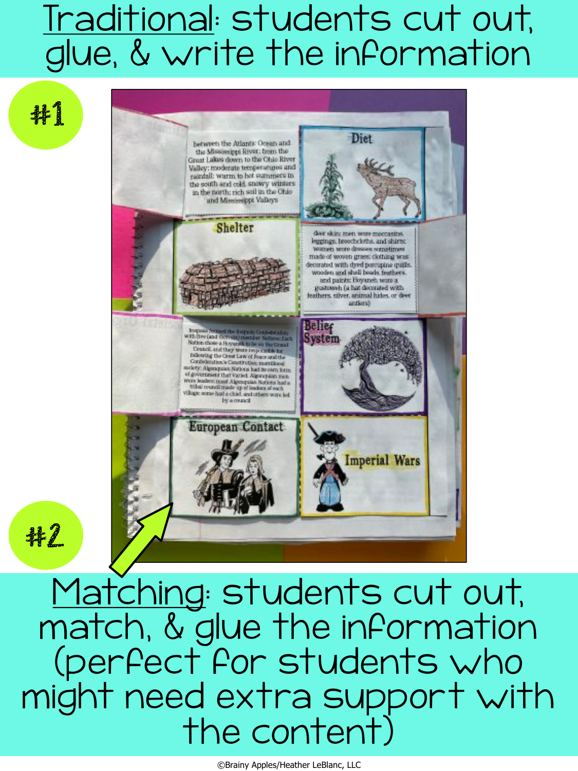**Traditional**: students cut out, glue, & write the information

#1

between the Atlantic Ocean and the Mississippi River; from the Great Lakes down to the Ohio River Valley; moderate temperatures and rainfall; warm to hot summers in the south and cold, snowy winters in the north; rich soil in the Ohio and Mississippi Valleys

Diet

Shelter

deer skin; men wore moccasins, leggings, breechcloths, and shirts; women wore dresses sometimes made of woven grass; clothing was decorated with dyed porcupine quills, wooden and shell beads, feathers, and paints; Hoyaneh wore a gustoweh (a hat decorated with feathers, silver, animal hides, or deer antlers)

Iroquois formed the Iroquois Confederation with five (and then six) member Nations; Each Nation chose a Hoyaneh to be on the Grand Council, and they were responsible for following the Great Law of Peace and the Confederation's Constitution; matrilineal society; Algonquian Nations had its own form of government that varied; Algonquian men were leaders; most Algonquian Nations had a tribal council made up of leaders of each village; some had a chief, and others were led by a council

Belief System

European Contact

Imperial Wars

#2

**Matching**: students cut out, match, & glue the information (perfect for students who might need extra support with the content)

©Brainy Apples/Heather LeBlanc, LLC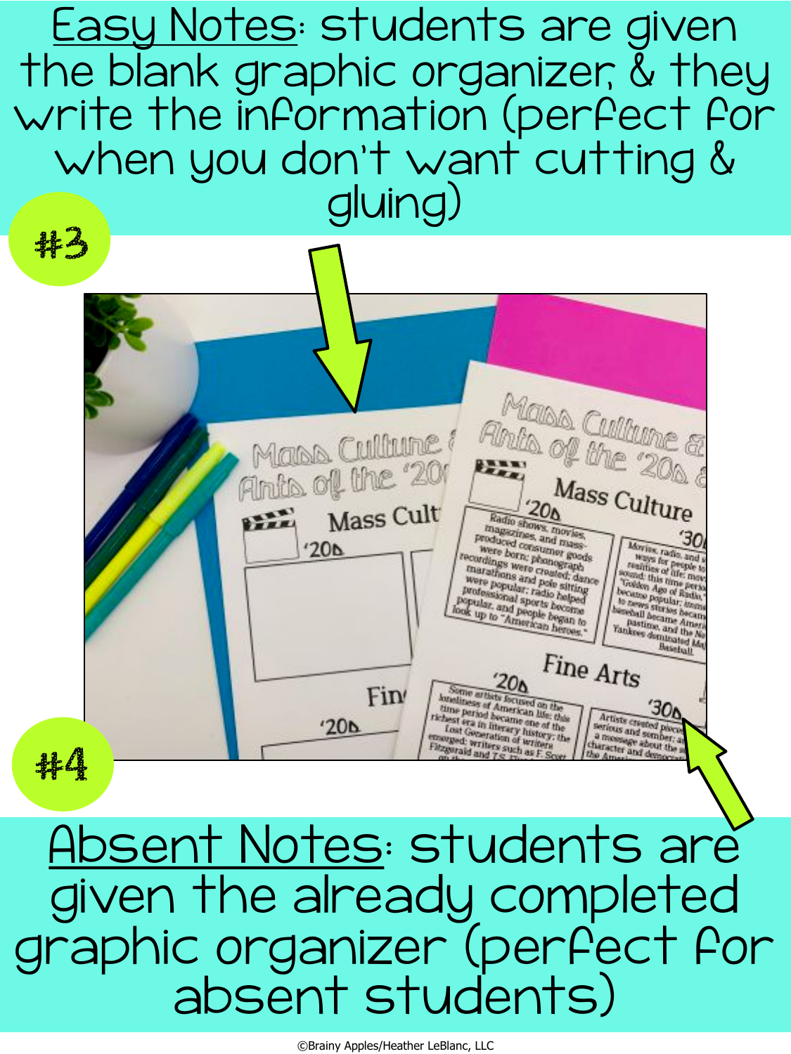#3

<u>Easy Notes</u>: students are given the blank graphic organizer, & they write the information (perfect for when you don't want cutting & gluing)

#4

<u>Absent Notes</u>: students are given the already completed graphic organizer (perfect for absent students)

©Brainy Apples/Heather LeBlanc, LLC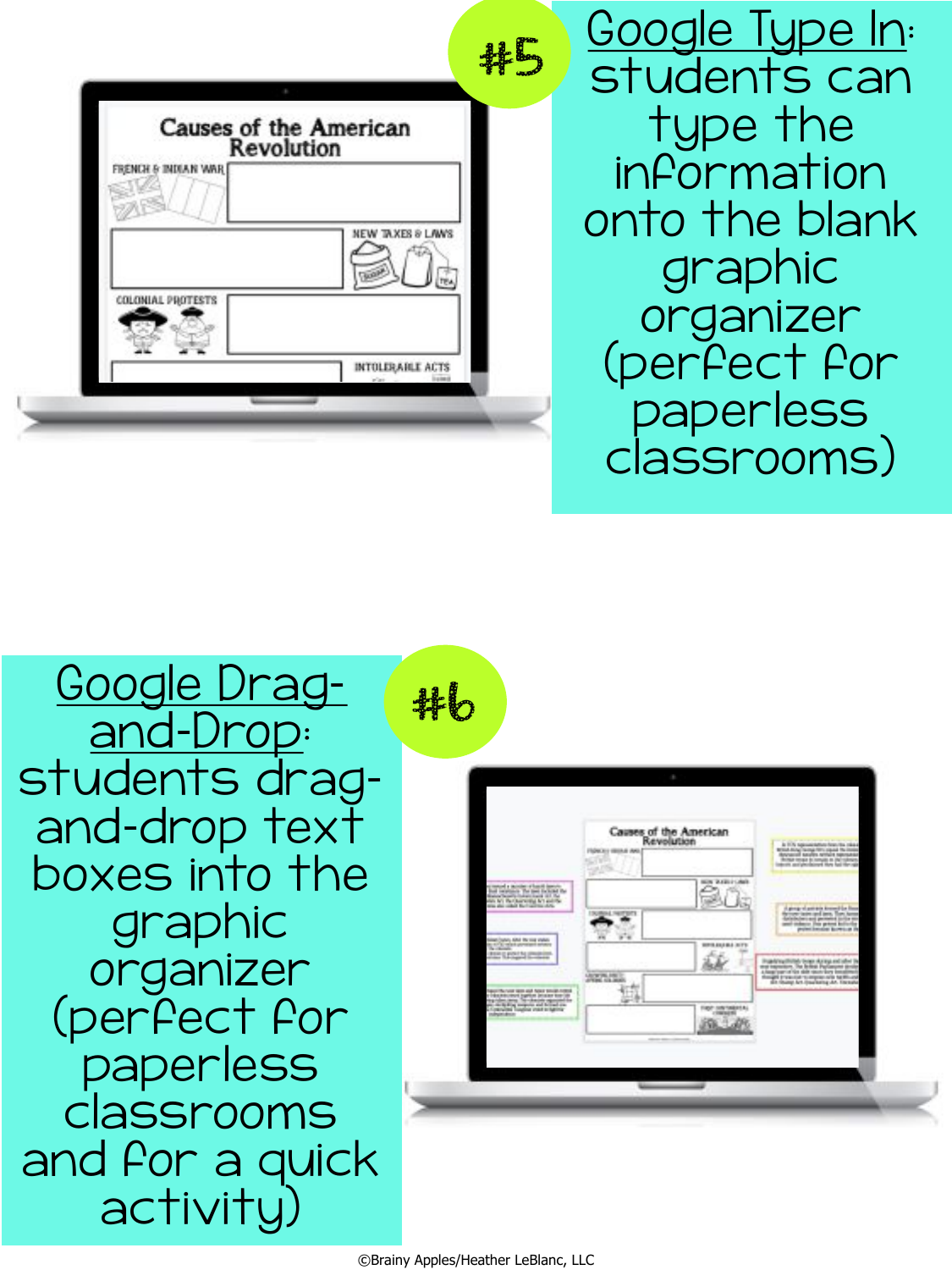## #5

**Google Type In:** students can type the information onto the blank graphic organizer (perfect for paperless classrooms)

## #6

**Google Drag-and-Drop:** students drag-and-drop text boxes into the graphic organizer (perfect for paperless classrooms and for a quick activity)

©Brainy Apples/Heather LeBlanc, LLC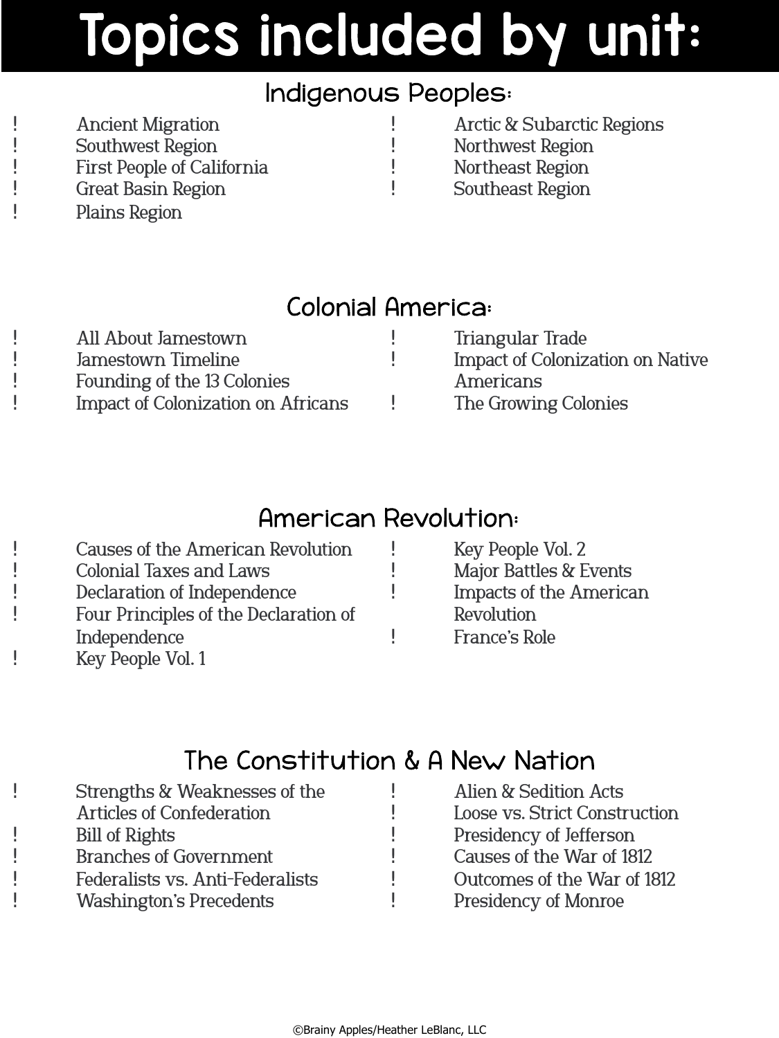# Topics included by unit:

## Indigenous Peoples:

- Ancient Migration
- Southwest Region
- First People of California
- Great Basin Region
- Plains Region
- Arctic & Subarctic Regions
- Northwest Region
- Northeast Region
- Southeast Region

## Colonial America:

- All About Jamestown
- Jamestown Timeline
- Founding of the 13 Colonies
- Impact of Colonization on Africans
- Triangular Trade
- Impact of Colonization on Native Americans
- The Growing Colonies

## American Revolution:

- Causes of the American Revolution
- Colonial Taxes and Laws
- Declaration of Independence
- Four Principles of the Declaration of Independence
- Key People Vol. 1
- Key People Vol. 2
- Major Battles & Events
- Impacts of the American Revolution
- France's Role

## The Constitution & A New Nation

- Strengths & Weaknesses of the Articles of Confederation
- Bill of Rights
- Branches of Government
- Federalists vs. Anti-Federalists
- Washington's Precedents
- Alien & Sedition Acts
- Loose vs. Strict Construction
- Presidency of Jefferson
- Causes of the War of 1812
- Outcomes of the War of 1812
- Presidency of Monroe

©Brainy Apples/Heather LeBlanc, LLC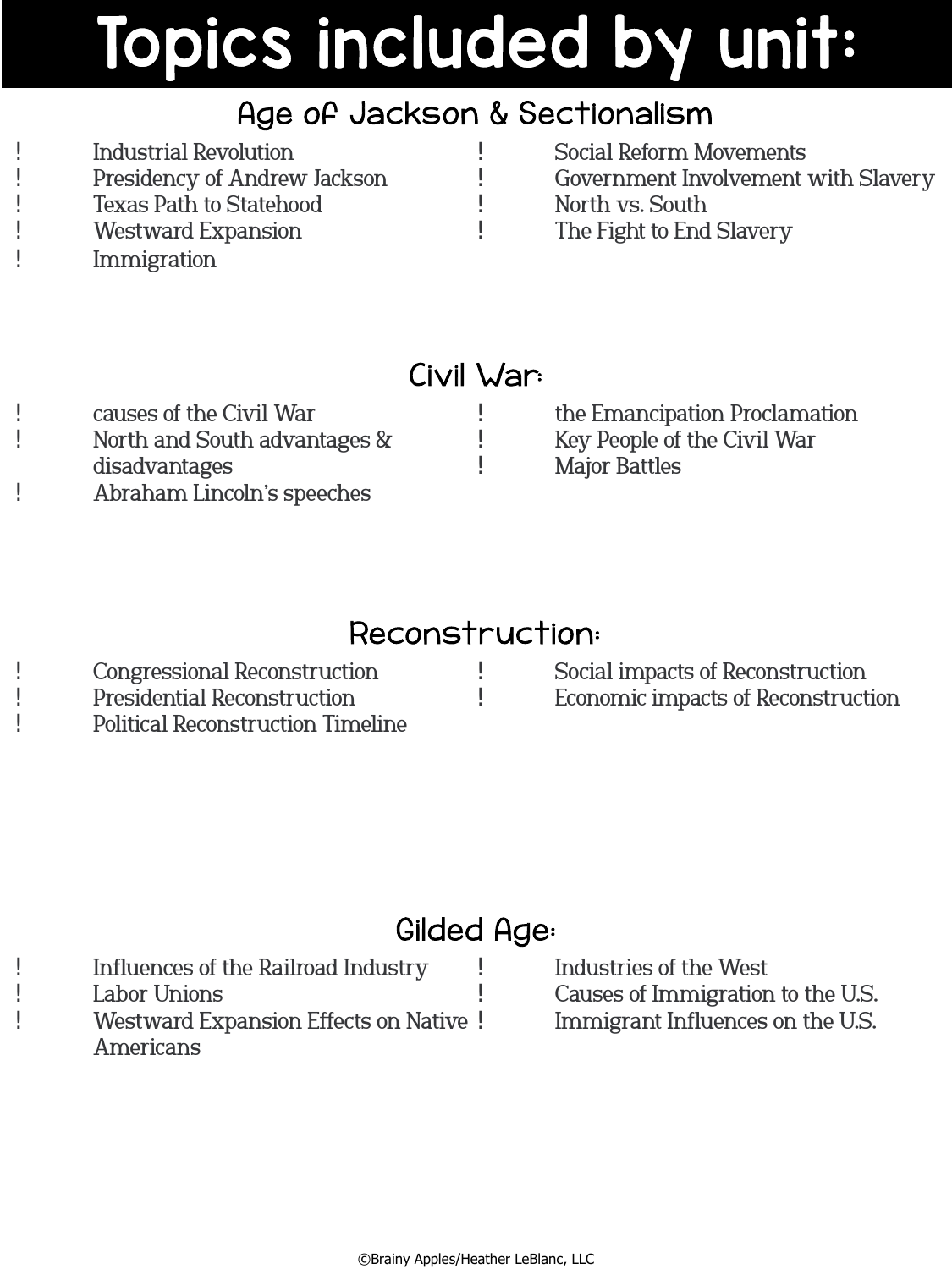# Topics included by unit:

## Age of Jackson & Sectionalism

- Industrial Revolution
- Presidency of Andrew Jackson
- Texas Path to Statehood
- Westward Expansion
- Immigration
- Social Reform Movements
- Government Involvement with Slavery
- North vs. South
- The Fight to End Slavery

## Civil War:

- causes of the Civil War
- North and South advantages & disadvantages
- Abraham Lincoln's speeches
- the Emancipation Proclamation
- Key People of the Civil War
- Major Battles

## Reconstruction:

- Congressional Reconstruction
- Presidential Reconstruction
- Political Reconstruction Timeline
- Social impacts of Reconstruction
- Economic impacts of Reconstruction

## Gilded Age:

- Influences of the Railroad Industry
- Labor Unions
- Westward Expansion Effects on Native Americans
- Industries of the West
- Causes of Immigration to the U.S.
- Immigrant Influences on the U.S.

©Brainy Apples/Heather LeBlanc, LLC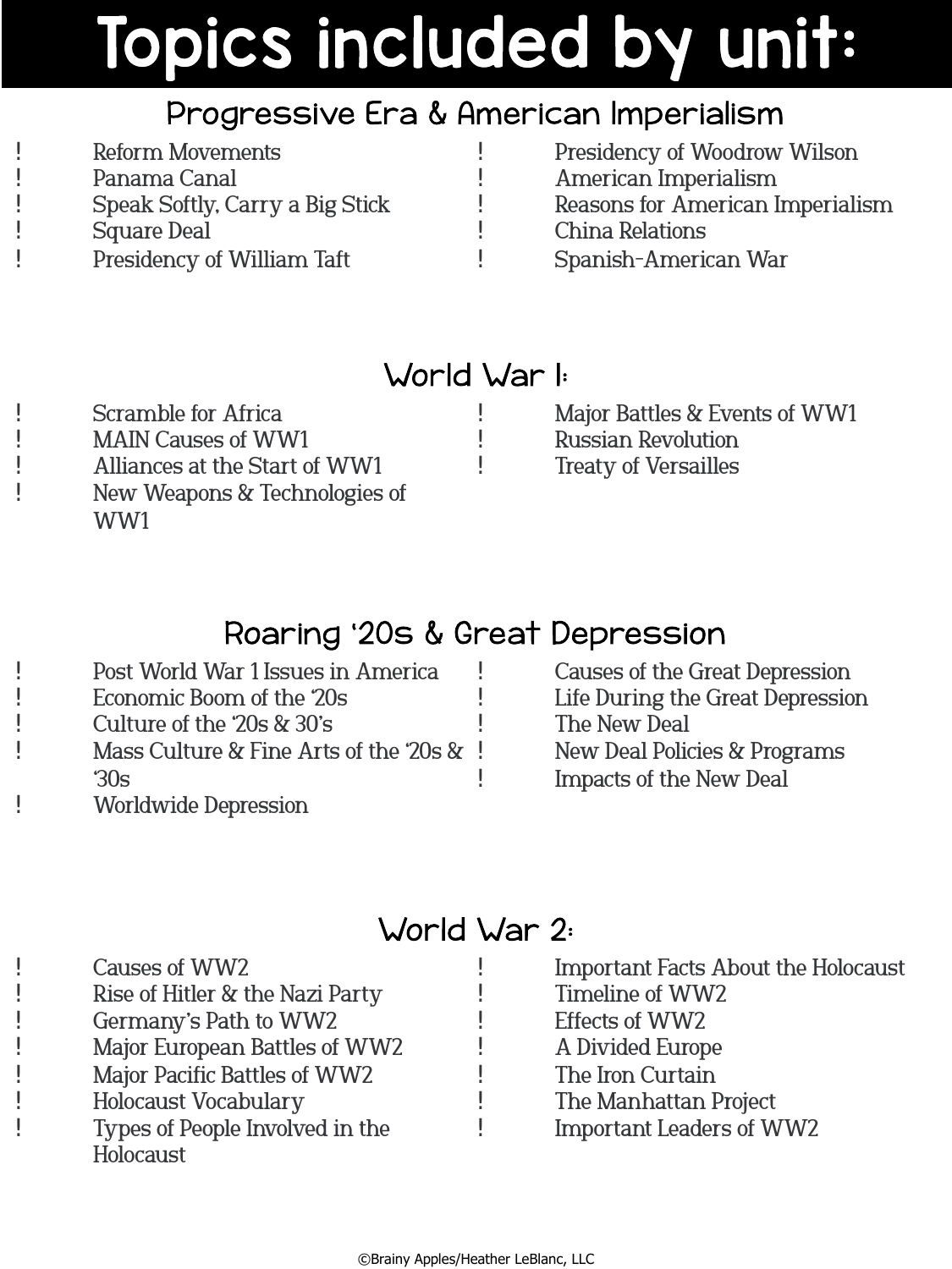# Topics included by unit:

## Progressive Era & American Imperialism

- Reform Movements
- Panama Canal
- Speak Softly, Carry a Big Stick
- Square Deal
- Presidency of William Taft
- Presidency of Woodrow Wilson
- American Imperialism
- Reasons for American Imperialism
- China Relations
- Spanish-American War

## World War 1:

- Scramble for Africa
- MAIN Causes of WW1
- Alliances at the Start of WW1
- New Weapons & Technologies of WW1
- Major Battles & Events of WW1
- Russian Revolution
- Treaty of Versailles

## Roaring '20s & Great Depression

- Post World War 1 Issues in America
- Economic Boom of the '20s
- Culture of the '20s & 30's
- Mass Culture & Fine Arts of the '20s & '30s
- Worldwide Depression
- Causes of the Great Depression
- Life During the Great Depression
- The New Deal
- New Deal Policies & Programs
- Impacts of the New Deal

## World War 2:

- Causes of WW2
- Rise of Hitler & the Nazi Party
- Germany's Path to WW2
- Major European Battles of WW2
- Major Pacific Battles of WW2
- Holocaust Vocabulary
- Types of People Involved in the Holocaust
- Important Facts About the Holocaust
- Timeline of WW2
- Effects of WW2
- A Divided Europe
- The Iron Curtain
- The Manhattan Project
- Important Leaders of WW2

©Brainy Apples/Heather LeBlanc, LLC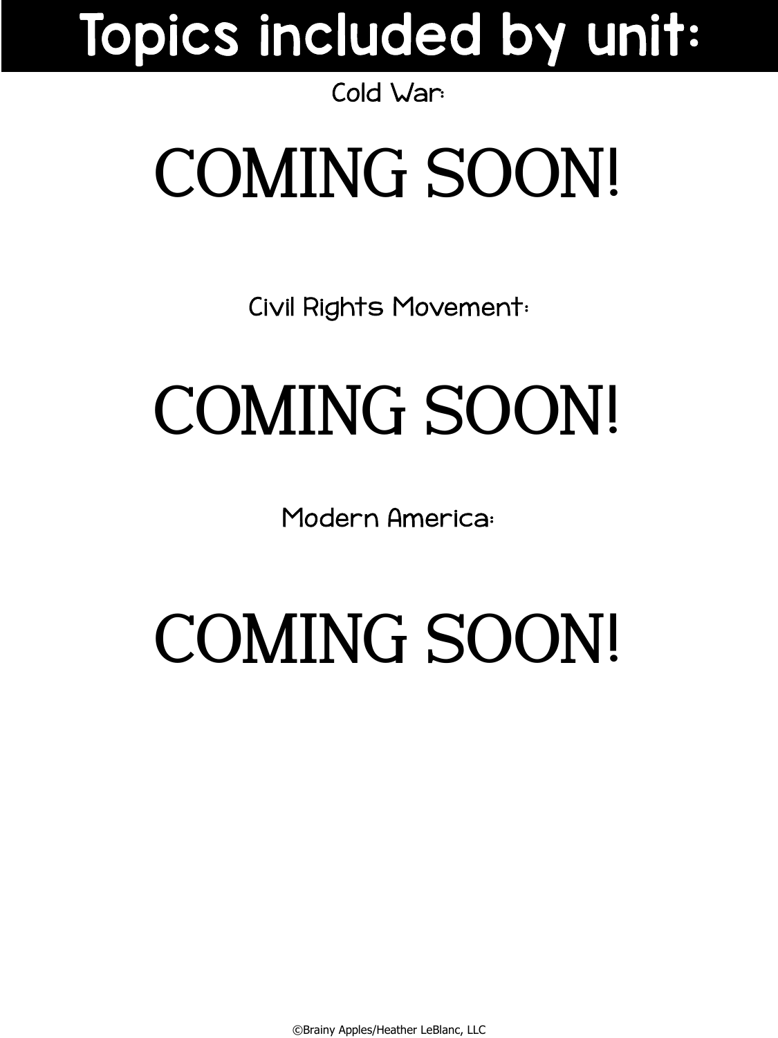# Topics included by unit:

Cold War:

## COMING SOON!

Civil Rights Movement:

## COMING SOON!

Modern America:

## COMING SOON!

©Brainy Apples/Heather LeBlanc, LLC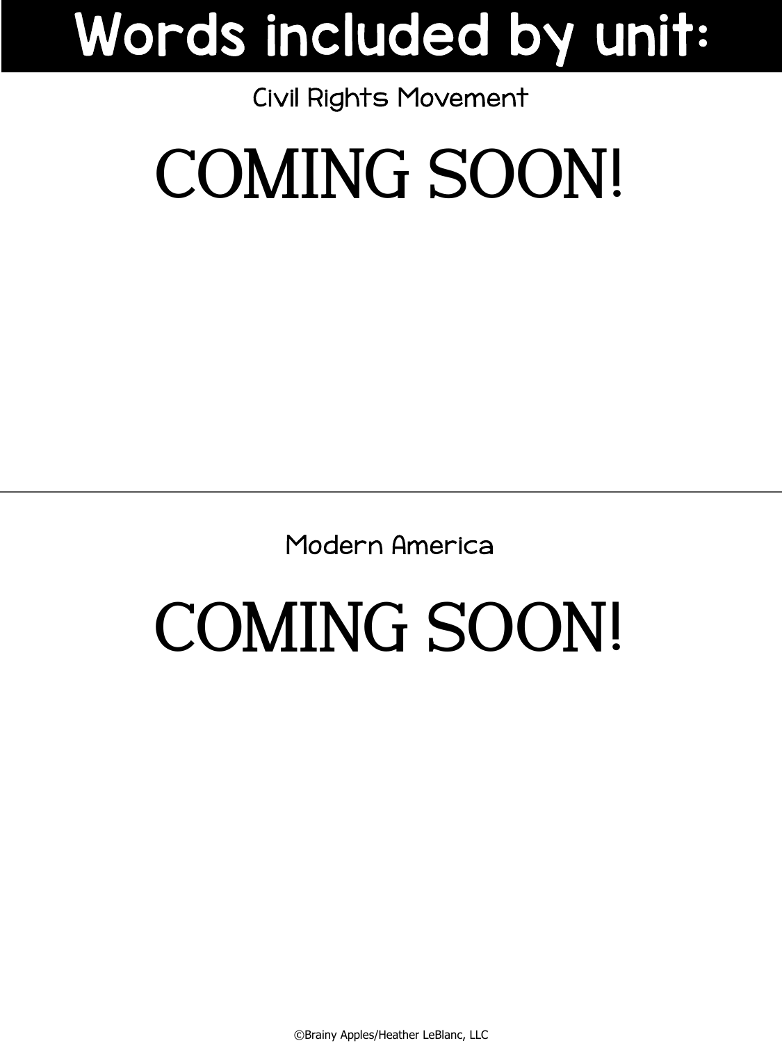# Words included by unit:

## Civil Rights Movement

COMING SOON!

---

## Modern America

COMING SOON!

©Brainy Apples/Heather LeBlanc, LLC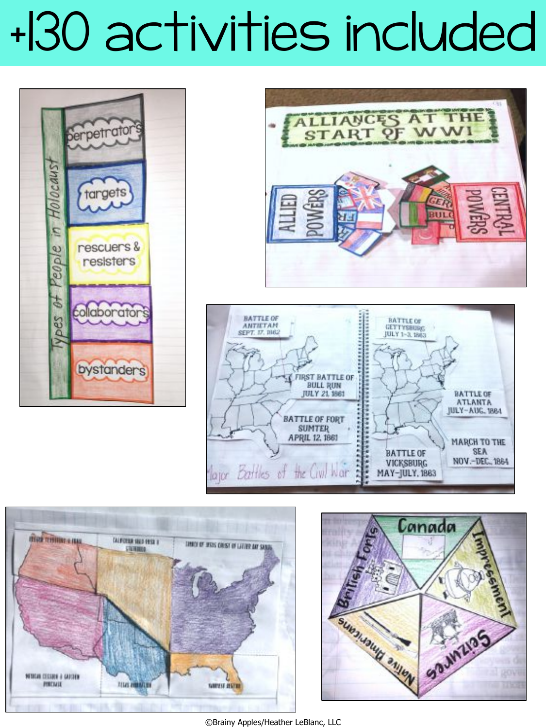# +130 activities included

Types of People in Holocaust

perpetrators

targets

rescuers & resisters

collaborators

bystanders

ALLIANCES AT THE START OF WWI

ALLIED POWERS

CENTRAL POWERS

BATTLE OF ANTIETAM SEPT. 17, 1862

FIRST BATTLE OF BULL RUN JULY 21, 1861

BATTLE OF FORT SUMTER APRIL 12, 1861

Major Battles of the Civil War

BATTLE OF GETTYSBURG JULY 1-3, 1863

BATTLE OF ATLANTA JULY-AUG. 1864

MARCH TO THE SEA NOV.-DEC. 1864

BATTLE OF VICKSBURG MAY-JULY, 1863

Canada

Impressment

Seizures

Native Americans

British Forts

©Brainy Apples/Heather LeBlanc, LLC